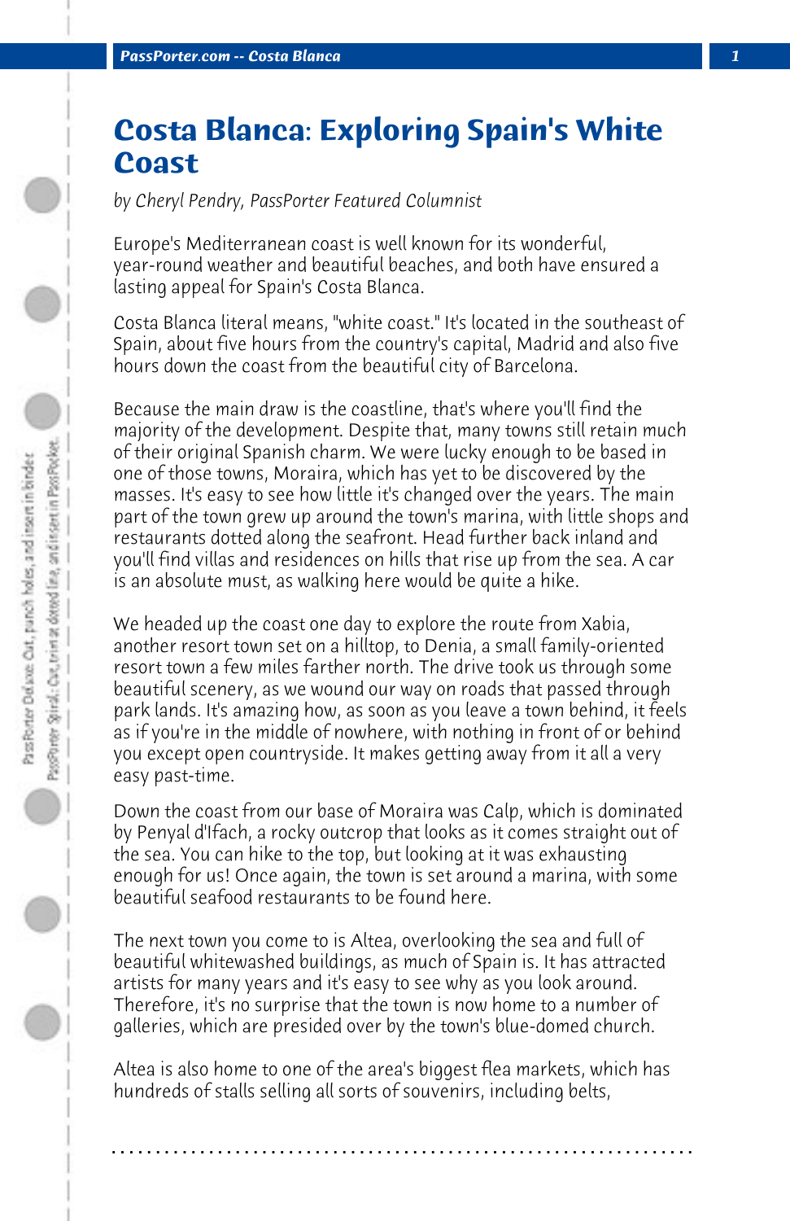# Costa Blanca: Exploring Spain's White Coast

*by Cheryl Pendry, PassPorter Featured Columnist*

Europe's Mediterranean coast is well known for its wonderful, year-round weather and beautiful beaches, and both have ensured a lasting appeal for Spain's Costa Blanca.

Costa Blanca literal means, "white coast." It's located in the southeast of Spain, about five hours from the country's capital, Madrid and also five hours down the coast from the beautiful city of Barcelona.

Because the main draw is the coastline, that's where you'll find the majority of the development. Despite that, many towns still retain much of their original Spanish charm. We were lucky enough to be based in one of those towns, Moraira, which has yet to be discovered by the masses. It's easy to see how little it's changed over the years. The main part of the town grew up around the town's marina, with little shops and restaurants dotted along the seafront. Head further back inland and you'll find villas and residences on hills that rise up from the sea. A car is an absolute must, as walking here would be quite a hike.

We headed up the coast one day to explore the route from Xabia, another resort town set on a hilltop, to Denia, a small family-oriented resort town a few miles farther north. The drive took us through some beautiful scenery, as we wound our way on roads that passed through park lands. It's amazing how, as soon as you leave a town behind, it feels as if you're in the middle of nowhere, with nothing in front of or behind you except open countryside. It makes getting away from it all a very easy past-time.

Down the coast from our base of Moraira was Calp, which is dominated by Penyal d'Ifach, a rocky outcrop that looks as it comes straight out of the sea. You can hike to the top, but looking at it was exhausting enough for us! Once again, the town is set around a marina, with some beautiful seafood restaurants to be found here.

The next town you come to is Altea, overlooking the sea and full of beautiful whitewashed buildings, as much of Spain is. It has attracted artists for many years and it's easy to see why as you look around. Therefore, it's no surprise that the town is now home to a number of galleries, which are presided over by the town's blue-domed church.

Altea is also home to one of the area's biggest flea markets, which has hundreds of stalls selling all sorts of souvenirs, including belts,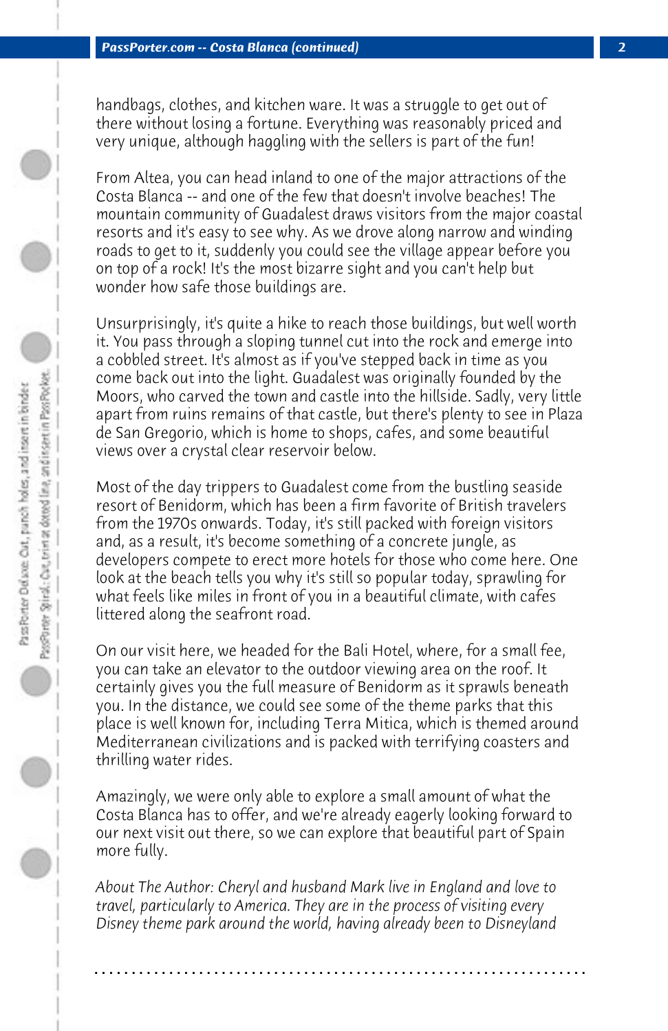handbags, clothes, and kitchen ware. It was a struggle to get out of there without losing a fortune. Everything was reasonably priced and very unique, although haggling with the sellers is part of the fun!

From Altea, you can head inland to one of the major attractions of the Costa Blanca -- and one of the few that doesn't involve beaches! The mountain community of Guadalest draws visitors from the major coastal resorts and it's easy to see why. As we drove along narrow and winding roads to get to it, suddenly you could see the village appear before you on top of a rock! It's the most bizarre sight and you can't help but wonder how safe those buildings are.

Unsurprisingly, it's quite a hike to reach those buildings, but well worth it. You pass through a sloping tunnel cut into the rock and emerge into a cobbled street. It's almost as if you've stepped back in time as you come back out into the light. Guadalest was originally founded by the Moors, who carved the town and castle into the hillside. Sadly, very little apart from ruins remains of that castle, but there's plenty to see in Plaza de San Gregorio, which is home to shops, cafes, and some beautiful views over a crystal clear reservoir below.

Most of the day trippers to Guadalest come from the bustling seaside resort of Benidorm, which has been a firm favorite of British travelers from the 1970s onwards. Today, it's still packed with foreign visitors and, as a result, it's become something of a concrete jungle, as developers compete to erect more hotels for those who come here. One look at the beach tells you why it's still so popular today, sprawling for what feels like miles in front of you in a beautiful climate, with cafes littered along the seafront road.

On our visit here, we headed for the Bali Hotel, where, for a small fee, you can take an elevator to the outdoor viewing area on the roof. It certainly gives you the full measure of Benidorm as it sprawls beneath you. In the distance, we could see some of the theme parks that this place is well known for, including Terra Mitica, which is themed around Mediterranean civilizations and is packed with terrifying coasters and thrilling water rides.

Amazingly, we were only able to explore a small amount of what the Costa Blanca has to offer, and we're already eagerly looking forward to our next visit out there, so we can explore that beautiful part of Spain more fully.

*About The Author: Cheryl and husband Mark live in England and love to travel, particularly to America. They are in the process of visiting every Disney theme park around the world, having already been to Disneyland*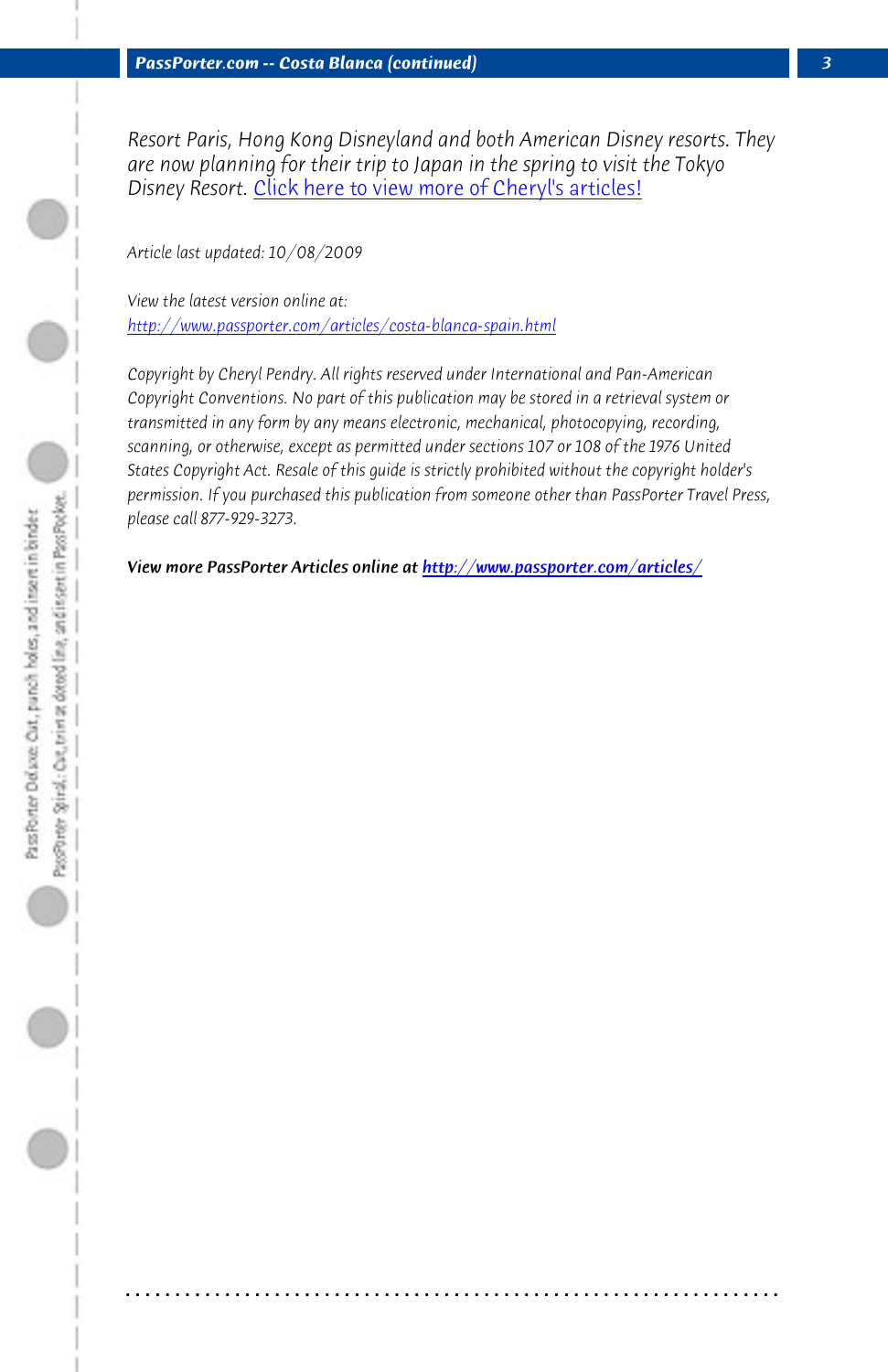*Resort Paris, Hong Kong Disneyland and both American Disney resorts. They are now planning for their trip to Japan in the spring to visit the Tokyo Disney Resort.* [Click here to view more of Cheryl's articles!]

*Article last updated: 10/08/2009*

*View the latest version online at:*
*http://www.passporter.com/articles/costa-blanca-spain.html*

*Copyright by Cheryl Pendry. All rights reserved under International and Pan-American Copyright Conventions. No part of this publication may be stored in a retrieval system or transmitted in any form by any means electronic, mechanical, photocopying, recording, scanning, or otherwise, except as permitted under sections 107 or 108 of the 1976 United States Copyright Act. Resale of this guide is strictly prohibited without the copyright holder's permission. If you purchased this publication from someone other than PassPorter Travel Press, please call 877-929-3273.*

**View more PassPorter Articles online at *http://www.passporter.com/articles/***